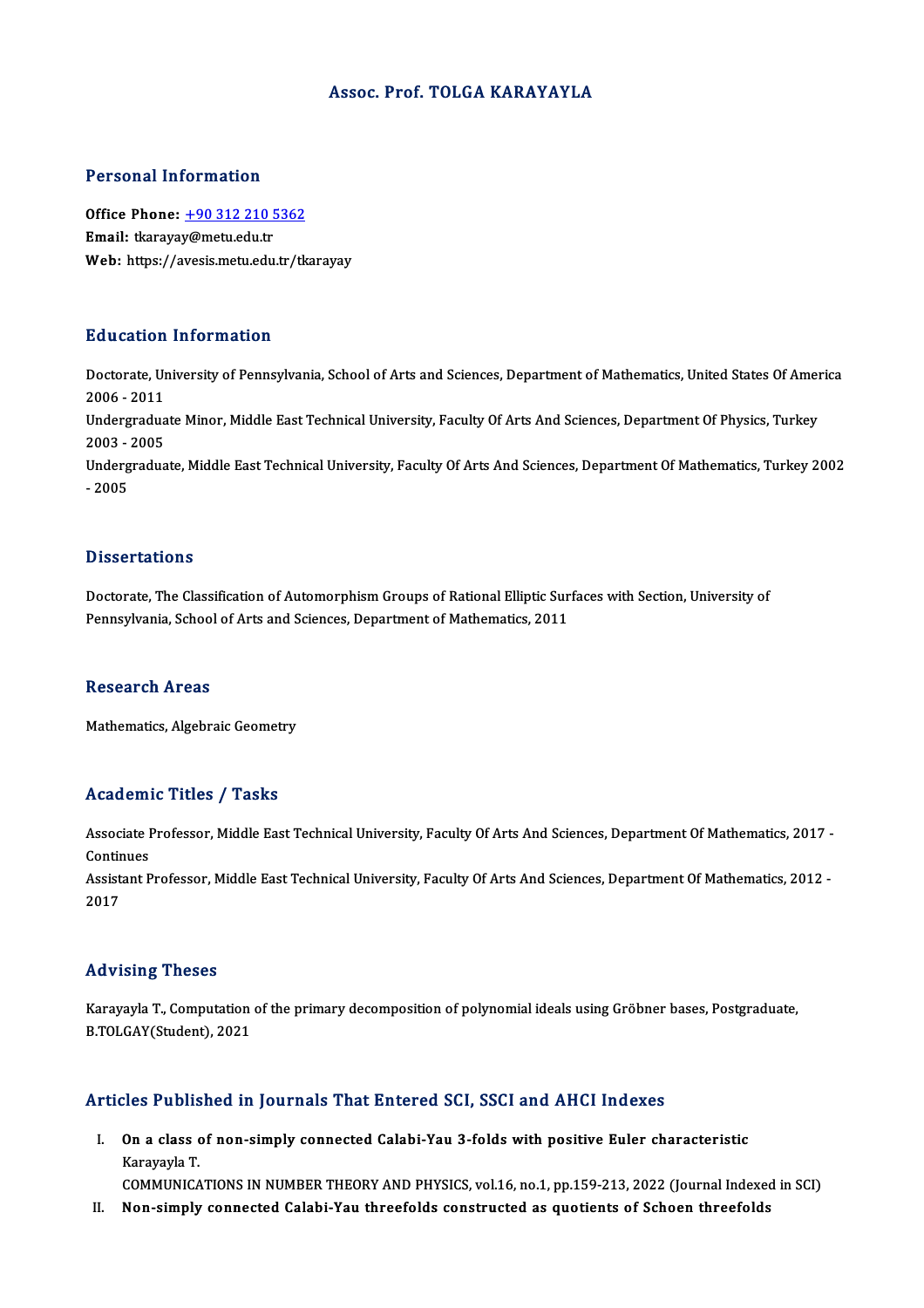# Assoc. Prof. TOLGA KARAYAYLA

## Personal Information

**Office Phone:** +90 312 210 5362
**Email:** tkarayay@metu.edu.tr
**Web:** https://avesis.metu.edu.tr/tkarayay

## Education Information

Doctorate, University of Pennsylvania, School of Arts and Sciences, Department of Mathematics, United States Of America 2006 - 2011

Undergraduate Minor, Middle East Technical University, Faculty Of Arts And Sciences, Department Of Physics, Turkey 2003 - 2005

Undergraduate, Middle East Technical University, Faculty Of Arts And Sciences, Department Of Mathematics, Turkey 2002 - 2005

## Dissertations

Doctorate, The Classification of Automorphism Groups of Rational Elliptic Surfaces with Section, University of Pennsylvania, School of Arts and Sciences, Department of Mathematics, 2011

## Research Areas

Mathematics, Algebraic Geometry

## Academic Titles / Tasks

Associate Professor, Middle East Technical University, Faculty Of Arts And Sciences, Department Of Mathematics, 2017 - Continues

Assistant Professor, Middle East Technical University, Faculty Of Arts And Sciences, Department Of Mathematics, 2012 - 2017

## Advising Theses

Karayayla T., Computation of the primary decomposition of polynomial ideals using Gröbner bases, Postgraduate, B.TOLGAY(Student), 2021

## Articles Published in Journals That Entered SCI, SSCI and AHCI Indexes

I. **On a class of non-simply connected Calabi-Yau 3-folds with positive Euler characteristic**
   Karayayla T.
   COMMUNICATIONS IN NUMBER THEORY AND PHYSICS, vol.16, no.1, pp.159-213, 2022 (Journal Indexed in SCI)

II. **Non-simply connected Calabi-Yau threefolds constructed as quotients of Schoen threefolds**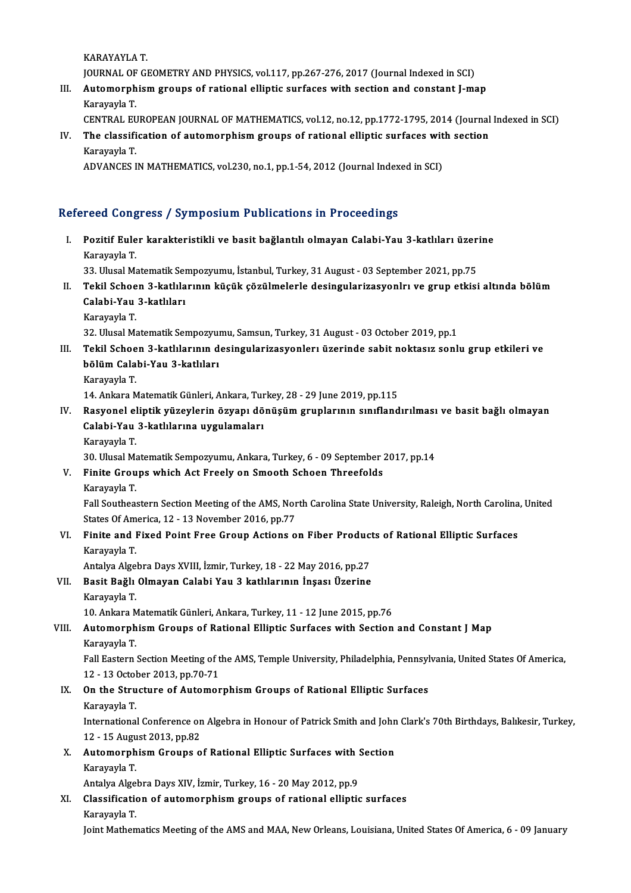KARAYAYLA T.
JOURNAL OF GEOMETRY AND PHYSICS, vol.117, pp.267-276, 2017 (Journal Indexed in SCI)

III. **Automorphism groups of rational elliptic surfaces with section and constant J-map**
Karayayla T.
CENTRAL EUROPEAN JOURNAL OF MATHEMATICS, vol.12, no.12, pp.1772-1795, 2014 (Journal Indexed in SCI)

IV. **The classification of automorphism groups of rational elliptic surfaces with section**
Karayayla T.
ADVANCES IN MATHEMATICS, vol.230, no.1, pp.1-54, 2012 (Journal Indexed in SCI)

## Refereed Congress / Symposium Publications in Proceedings

I. **Pozitif Euler karakteristikli ve basit bağlantılı olmayan Calabi-Yau 3-katlıları üzerine**
Karayayla T.
33. Ulusal Matematik Sempozyumu, İstanbul, Turkey, 31 August - 03 September 2021, pp.75

II. **Tekil Schoen 3-katlılarının küçük çözülmelerle desingularizasyonlrı ve grup etkisi altında bölüm Calabi-Yau 3-katlıları**
Karayayla T.
32. Ulusal Matematik Sempozyumu, Samsun, Turkey, 31 August - 03 October 2019, pp.1

III. **Tekil Schoen 3-katlılarının desingularizasyonlerı üzerinde sabit noktasız sonlu grup etkileri ve bölüm Calabi-Yau 3-katlıları**
Karayayla T.
14. Ankara Matematik Günleri, Ankara, Turkey, 28 - 29 June 2019, pp.115

IV. **Rasyonel eliptik yüzeylerin özyapı dönüşüm gruplarının sınıflandırılması ve basit bağlı olmayan Calabi-Yau 3-katlılarına uygulamaları**
Karayayla T.
30. Ulusal Matematik Sempozyumu, Ankara, Turkey, 6 - 09 September 2017, pp.14

V. **Finite Groups which Act Freely on Smooth Schoen Threefolds**
Karayayla T.
Fall Southeastern Section Meeting of the AMS, North Carolina State University, Raleigh, North Carolina, United States Of America, 12 - 13 November 2016, pp.77

VI. **Finite and Fixed Point Free Group Actions on Fiber Products of Rational Elliptic Surfaces**
Karayayla T.
Antalya Algebra Days XVIII, İzmir, Turkey, 18 - 22 May 2016, pp.27

VII. **Basit Bağlı Olmayan Calabi Yau 3 katlılarının İnşası Üzerine**
Karayayla T.
10. Ankara Matematik Günleri, Ankara, Turkey, 11 - 12 June 2015, pp.76

VIII. **Automorphism Groups of Rational Elliptic Surfaces with Section and Constant J Map**
Karayayla T.
Fall Eastern Section Meeting of the AMS, Temple University, Philadelphia, Pennsylvania, United States Of America, 12 - 13 October 2013, pp.70-71

IX. **On the Structure of Automorphism Groups of Rational Elliptic Surfaces**
Karayayla T.
International Conference on Algebra in Honour of Patrick Smith and John Clark's 70th Birthdays, Balıkesir, Turkey, 12 - 15 August 2013, pp.82

X. **Automorphism Groups of Rational Elliptic Surfaces with Section**
Karayayla T.
Antalya Algebra Days XIV, İzmir, Turkey, 16 - 20 May 2012, pp.9

XI. **Classification of automorphism groups of rational elliptic surfaces**
Karayayla T.
Joint Mathematics Meeting of the AMS and MAA, New Orleans, Louisiana, United States Of America, 6 - 09 January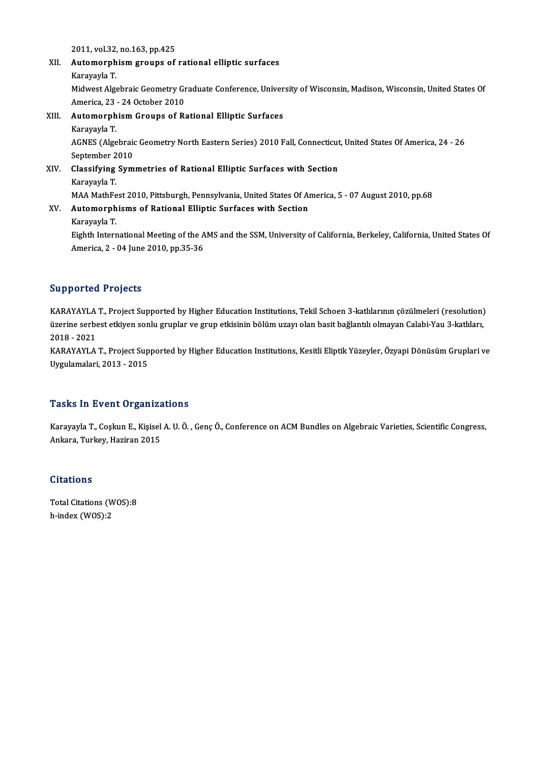2011, vol.32, no.163, pp.425

XII. **Automorphism groups of rational elliptic surfaces**
Karayayla T.
Midwest Algebraic Geometry Graduate Conference, University of Wisconsin, Madison, Wisconsin, United States Of America, 23 - 24 October 2010

XIII. **Automorphism Groups of Rational Elliptic Surfaces**
Karayayla T.
AGNES (Algebraic Geometry North Eastern Series) 2010 Fall, Connecticut, United States Of America, 24 - 26 September 2010

XIV. **Classifying Symmetries of Rational Elliptic Surfaces with Section**
Karayayla T.
MAA MathFest 2010, Pittsburgh, Pennsylvania, United States Of America, 5 - 07 August 2010, pp.68

XV. **Automorphisms of Rational Elliptic Surfaces with Section**
Karayayla T.
Eighth International Meeting of the AMS and the SSM, University of California, Berkeley, California, United States Of America, 2 - 04 June 2010, pp.35-36

## Supported Projects

KARAYAYLA T., Project Supported by Higher Education Institutions, Tekil Schoen 3-katlılarının çözülmeleri (resolution) üzerine serbest etkiyen sonlu gruplar ve grup etkisinin bölüm uzayı olan basit bağlantılı olmayan Calabi-Yau 3-katlıları, 2018 - 2021

KARAYAYLA T., Project Supported by Higher Education Institutions, Kesitli Eliptik Yüzeyler, Özyapi Dönüsüm Gruplari ve Uygulamalari, 2013 - 2015

## Tasks In Event Organizations

Karayayla T., Coşkun E., Kişisel A. U. Ö. , Genç Ö., Conference on ACM Bundles on Algebraic Varieties, Scientific Congress, Ankara, Turkey, Haziran 2015

## Citations

Total Citations (WOS):8
h-index (WOS):2